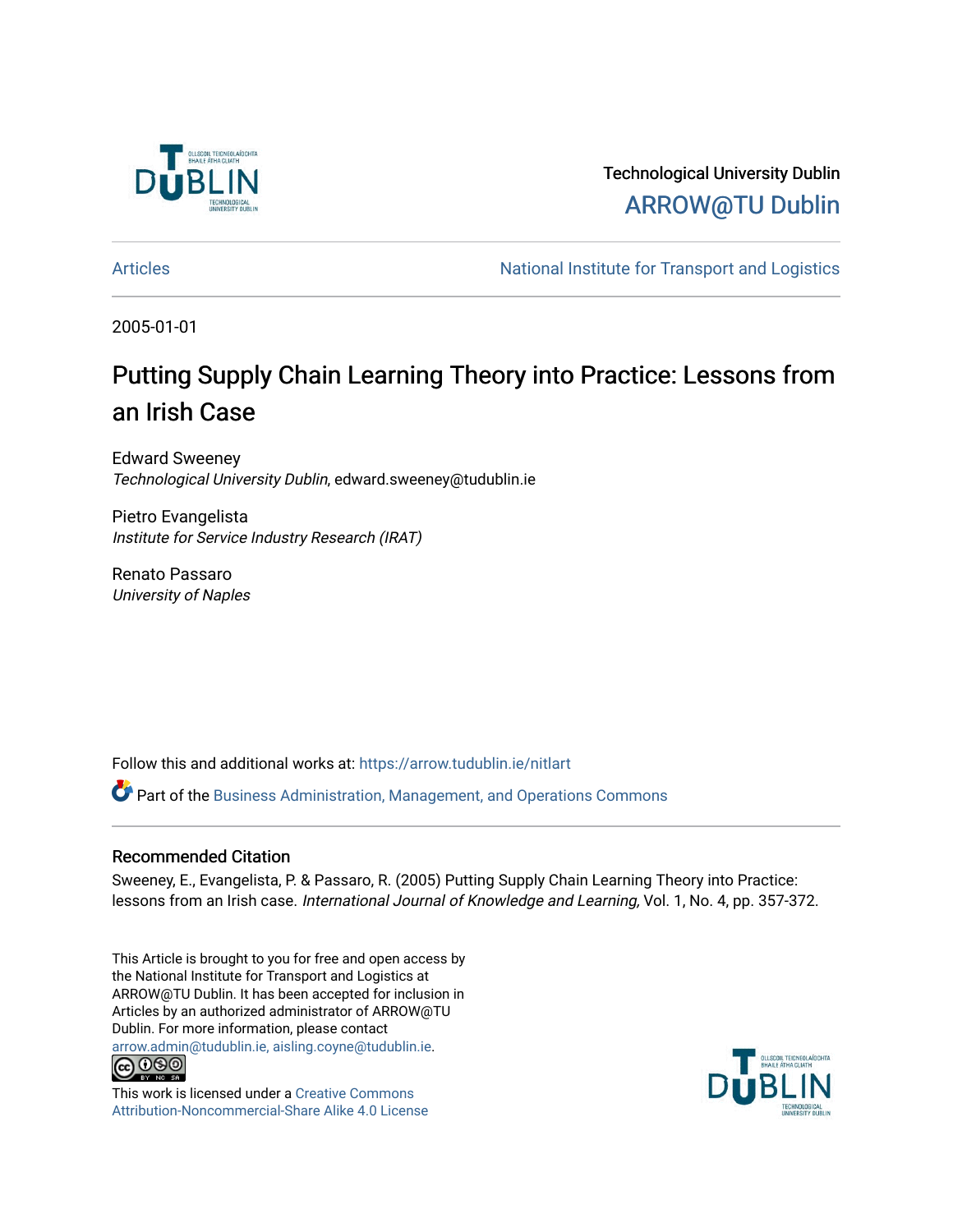Technological University Dublin

ARROW@TU Dublin

Articles | National Institute for Transport and Logistics

2005-01-01

# Putting Supply Chain Learning Theory into Practice: Lessons from an Irish Case

Edward Sweeney
*Technological University Dublin*, edward.sweeney@tudublin.ie

Pietro Evangelista
*Institute for Service Industry Research (IRAT)*

Renato Passaro
*University of Naples*

Follow this and additional works at: https://arrow.tudublin.ie/nitlart

Part of the Business Administration, Management, and Operations Commons

## Recommended Citation

Sweeney, E., Evangelista, P. & Passaro, R. (2005) Putting Supply Chain Learning Theory into Practice: lessons from an Irish case. *International Journal of Knowledge and Learning,* Vol. 1, No. 4, pp. 357-372.

This Article is brought to you for free and open access by the National Institute for Transport and Logistics at ARROW@TU Dublin. It has been accepted for inclusion in Articles by an authorized administrator of ARROW@TU Dublin. For more information, please contact arrow.admin@tudublin.ie, aisling.coyne@tudublin.ie.

This work is licensed under a Creative Commons Attribution-Noncommercial-Share Alike 4.0 License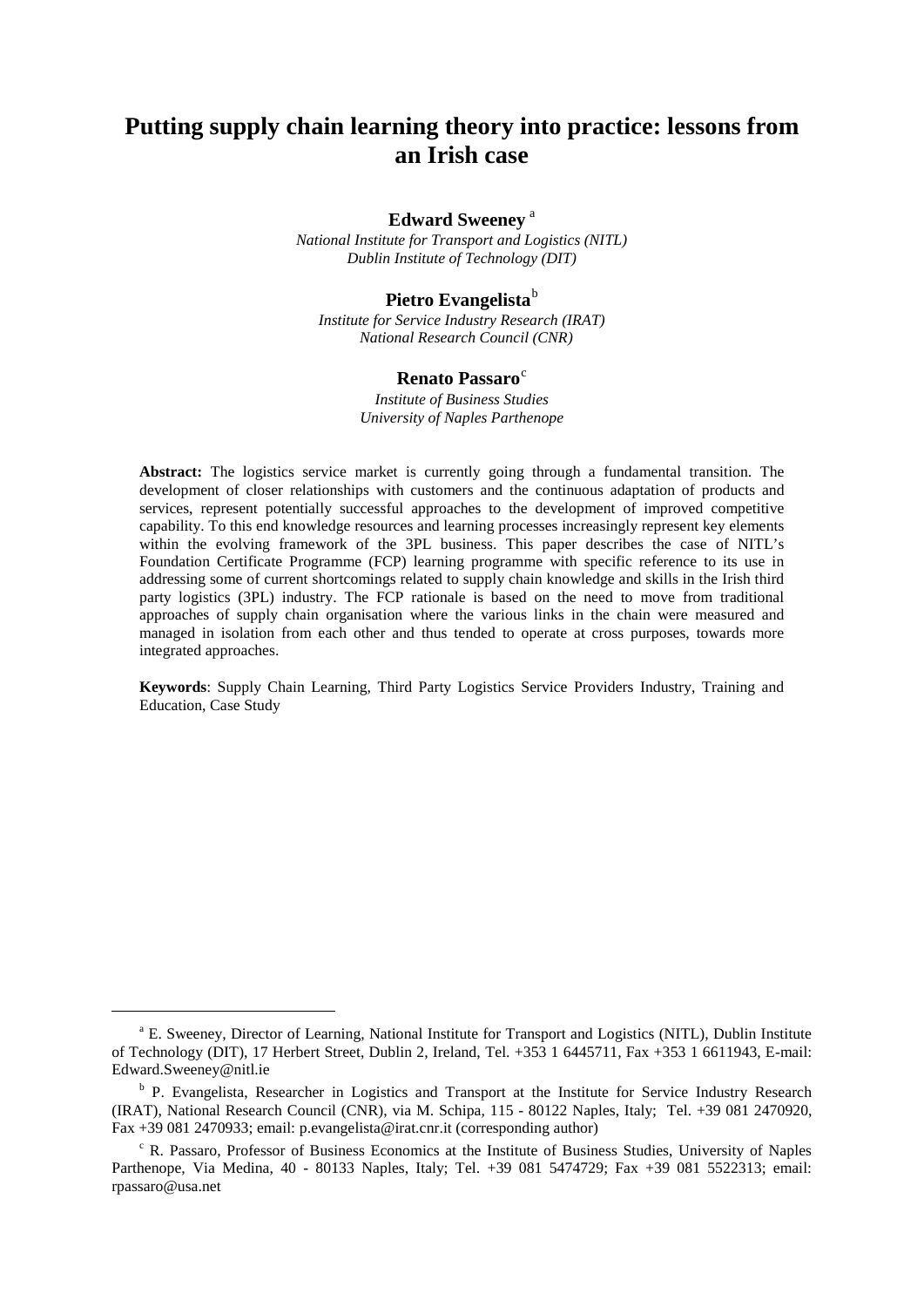# Putting supply chain learning theory into practice: lessons from an Irish case

**Edward Sweeney** [a]

*National Institute for Transport and Logistics (NITL)*
*Dublin Institute of Technology (DIT)*

**Pietro Evangelista** [b]

*Institute for Service Industry Research (IRAT)*
*National Research Council (CNR)*

**Renato Passaro** [c]

*Institute of Business Studies*
*University of Naples Parthenope*

**Abstract:** The logistics service market is currently going through a fundamental transition. The development of closer relationships with customers and the continuous adaptation of products and services, represent potentially successful approaches to the development of improved competitive capability. To this end knowledge resources and learning processes increasingly represent key elements within the evolving framework of the 3PL business. This paper describes the case of NITL's Foundation Certificate Programme (FCP) learning programme with specific reference to its use in addressing some of current shortcomings related to supply chain knowledge and skills in the Irish third party logistics (3PL) industry. The FCP rationale is based on the need to move from traditional approaches of supply chain organisation where the various links in the chain were measured and managed in isolation from each other and thus tended to operate at cross purposes, towards more integrated approaches.

**Keywords**: Supply Chain Learning, Third Party Logistics Service Providers Industry, Training and Education, Case Study

---

[a] E. Sweeney, Director of Learning, National Institute for Transport and Logistics (NITL), Dublin Institute of Technology (DIT), 17 Herbert Street, Dublin 2, Ireland, Tel. +353 1 6445711, Fax +353 1 6611943, E-mail: Edward.Sweeney@nitl.ie

[b] P. Evangelista, Researcher in Logistics and Transport at the Institute for Service Industry Research (IRAT), National Research Council (CNR), via M. Schipa, 115 - 80122 Naples, Italy; Tel. +39 081 2470920, Fax +39 081 2470933; email: p.evangelista@irat.cnr.it (corresponding author)

[c] R. Passaro, Professor of Business Economics at the Institute of Business Studies, University of Naples Parthenope, Via Medina, 40 - 80133 Naples, Italy; Tel. +39 081 5474729; Fax +39 081 5522313; email: rpassaro@usa.net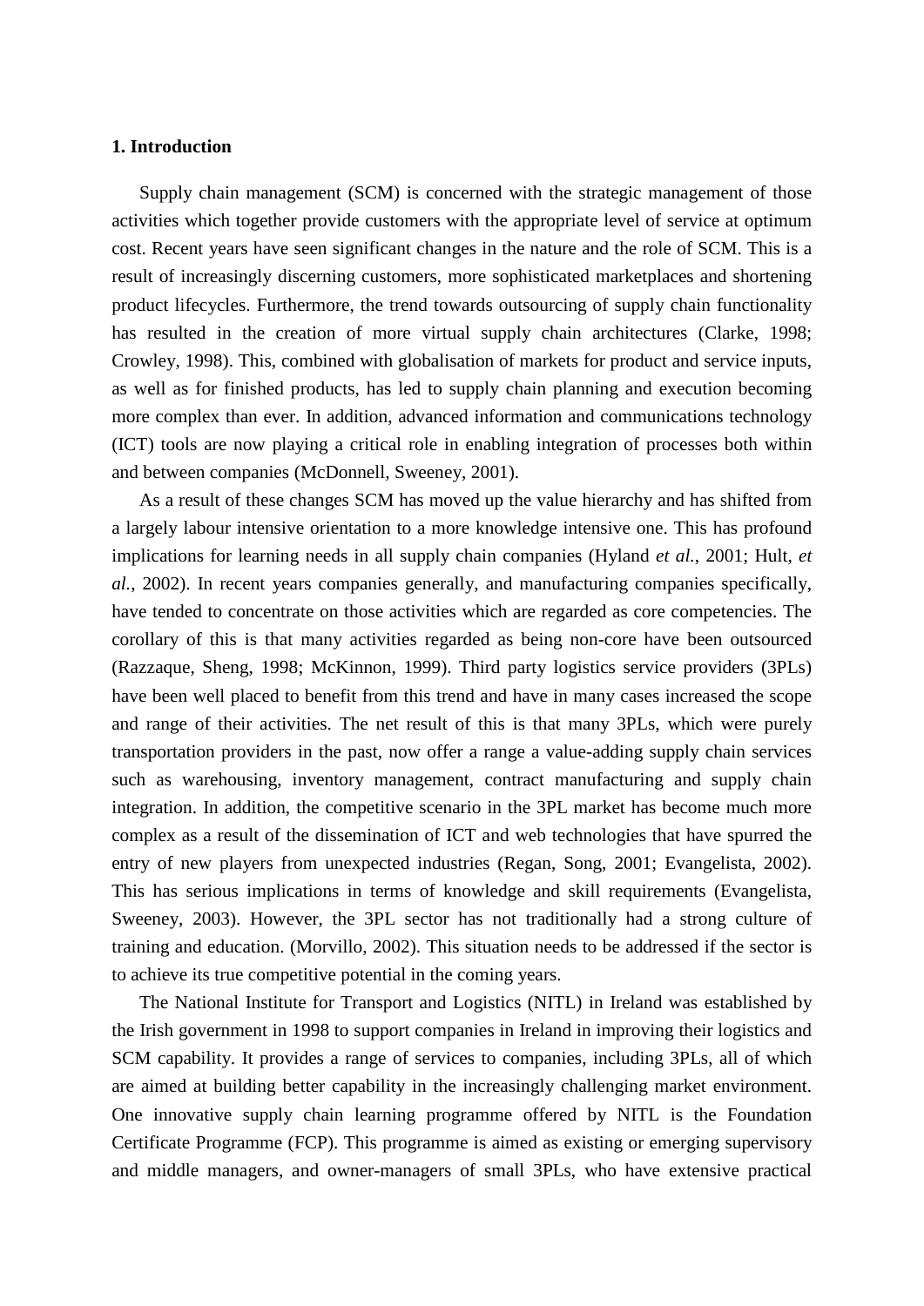**1. Introduction**

Supply chain management (SCM) is concerned with the strategic management of those activities which together provide customers with the appropriate level of service at optimum cost. Recent years have seen significant changes in the nature and the role of SCM. This is a result of increasingly discerning customers, more sophisticated marketplaces and shortening product lifecycles. Furthermore, the trend towards outsourcing of supply chain functionality has resulted in the creation of more virtual supply chain architectures (Clarke, 1998; Crowley, 1998). This, combined with globalisation of markets for product and service inputs, as well as for finished products, has led to supply chain planning and execution becoming more complex than ever. In addition, advanced information and communications technology (ICT) tools are now playing a critical role in enabling integration of processes both within and between companies (McDonnell, Sweeney, 2001).

As a result of these changes SCM has moved up the value hierarchy and has shifted from a largely labour intensive orientation to a more knowledge intensive one. This has profound implications for learning needs in all supply chain companies (Hyland *et al.*, 2001; Hult, *et al.*, 2002). In recent years companies generally, and manufacturing companies specifically, have tended to concentrate on those activities which are regarded as core competencies. The corollary of this is that many activities regarded as being non-core have been outsourced (Razzaque, Sheng, 1998; McKinnon, 1999). Third party logistics service providers (3PLs) have been well placed to benefit from this trend and have in many cases increased the scope and range of their activities. The net result of this is that many 3PLs, which were purely transportation providers in the past, now offer a range a value-adding supply chain services such as warehousing, inventory management, contract manufacturing and supply chain integration. In addition, the competitive scenario in the 3PL market has become much more complex as a result of the dissemination of ICT and web technologies that have spurred the entry of new players from unexpected industries (Regan, Song, 2001; Evangelista, 2002). This has serious implications in terms of knowledge and skill requirements (Evangelista, Sweeney, 2003). However, the 3PL sector has not traditionally had a strong culture of training and education. (Morvillo, 2002). This situation needs to be addressed if the sector is to achieve its true competitive potential in the coming years.

The National Institute for Transport and Logistics (NITL) in Ireland was established by the Irish government in 1998 to support companies in Ireland in improving their logistics and SCM capability. It provides a range of services to companies, including 3PLs, all of which are aimed at building better capability in the increasingly challenging market environment. One innovative supply chain learning programme offered by NITL is the Foundation Certificate Programme (FCP). This programme is aimed as existing or emerging supervisory and middle managers, and owner-managers of small 3PLs, who have extensive practical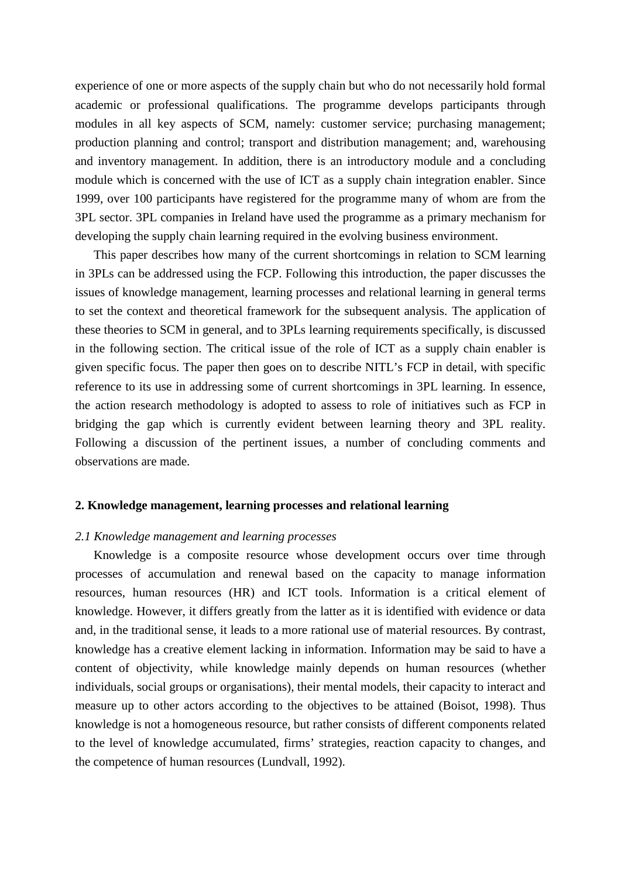experience of one or more aspects of the supply chain but who do not necessarily hold formal academic or professional qualifications. The programme develops participants through modules in all key aspects of SCM, namely: customer service; purchasing management; production planning and control; transport and distribution management; and, warehousing and inventory management. In addition, there is an introductory module and a concluding module which is concerned with the use of ICT as a supply chain integration enabler. Since 1999, over 100 participants have registered for the programme many of whom are from the 3PL sector. 3PL companies in Ireland have used the programme as a primary mechanism for developing the supply chain learning required in the evolving business environment.

This paper describes how many of the current shortcomings in relation to SCM learning in 3PLs can be addressed using the FCP. Following this introduction, the paper discusses the issues of knowledge management, learning processes and relational learning in general terms to set the context and theoretical framework for the subsequent analysis. The application of these theories to SCM in general, and to 3PLs learning requirements specifically, is discussed in the following section. The critical issue of the role of ICT as a supply chain enabler is given specific focus. The paper then goes on to describe NITL's FCP in detail, with specific reference to its use in addressing some of current shortcomings in 3PL learning. In essence, the action research methodology is adopted to assess to role of initiatives such as FCP in bridging the gap which is currently evident between learning theory and 3PL reality. Following a discussion of the pertinent issues, a number of concluding comments and observations are made.

## 2. Knowledge management, learning processes and relational learning

### *2.1 Knowledge management and learning processes*

Knowledge is a composite resource whose development occurs over time through processes of accumulation and renewal based on the capacity to manage information resources, human resources (HR) and ICT tools. Information is a critical element of knowledge. However, it differs greatly from the latter as it is identified with evidence or data and, in the traditional sense, it leads to a more rational use of material resources. By contrast, knowledge has a creative element lacking in information. Information may be said to have a content of objectivity, while knowledge mainly depends on human resources (whether individuals, social groups or organisations), their mental models, their capacity to interact and measure up to other actors according to the objectives to be attained (Boisot, 1998). Thus knowledge is not a homogeneous resource, but rather consists of different components related to the level of knowledge accumulated, firms' strategies, reaction capacity to changes, and the competence of human resources (Lundvall, 1992).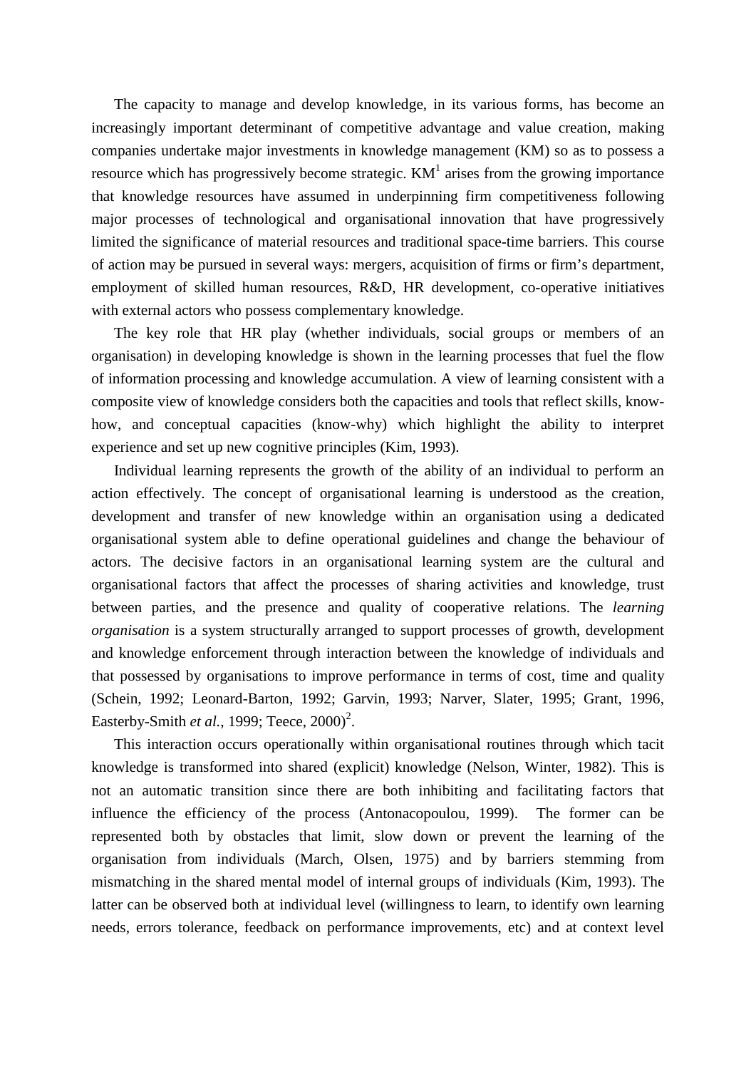The capacity to manage and develop knowledge, in its various forms, has become an increasingly important determinant of competitive advantage and value creation, making companies undertake major investments in knowledge management (KM) so as to possess a resource which has progressively become strategic. KM[1] arises from the growing importance that knowledge resources have assumed in underpinning firm competitiveness following major processes of technological and organisational innovation that have progressively limited the significance of material resources and traditional space-time barriers. This course of action may be pursued in several ways: mergers, acquisition of firms or firm's department, employment of skilled human resources, R&D, HR development, co-operative initiatives with external actors who possess complementary knowledge.

The key role that HR play (whether individuals, social groups or members of an organisation) in developing knowledge is shown in the learning processes that fuel the flow of information processing and knowledge accumulation. A view of learning consistent with a composite view of knowledge considers both the capacities and tools that reflect skills, know-how, and conceptual capacities (know-why) which highlight the ability to interpret experience and set up new cognitive principles (Kim, 1993).

Individual learning represents the growth of the ability of an individual to perform an action effectively. The concept of organisational learning is understood as the creation, development and transfer of new knowledge within an organisation using a dedicated organisational system able to define operational guidelines and change the behaviour of actors. The decisive factors in an organisational learning system are the cultural and organisational factors that affect the processes of sharing activities and knowledge, trust between parties, and the presence and quality of cooperative relations. The *learning organisation* is a system structurally arranged to support processes of growth, development and knowledge enforcement through interaction between the knowledge of individuals and that possessed by organisations to improve performance in terms of cost, time and quality (Schein, 1992; Leonard-Barton, 1992; Garvin, 1993; Narver, Slater, 1995; Grant, 1996, Easterby-Smith *et al.*, 1999; Teece, 2000)[2].

This interaction occurs operationally within organisational routines through which tacit knowledge is transformed into shared (explicit) knowledge (Nelson, Winter, 1982). This is not an automatic transition since there are both inhibiting and facilitating factors that influence the efficiency of the process (Antonacopoulou, 1999). The former can be represented both by obstacles that limit, slow down or prevent the learning of the organisation from individuals (March, Olsen, 1975) and by barriers stemming from mismatching in the shared mental model of internal groups of individuals (Kim, 1993). The latter can be observed both at individual level (willingness to learn, to identify own learning needs, errors tolerance, feedback on performance improvements, etc) and at context level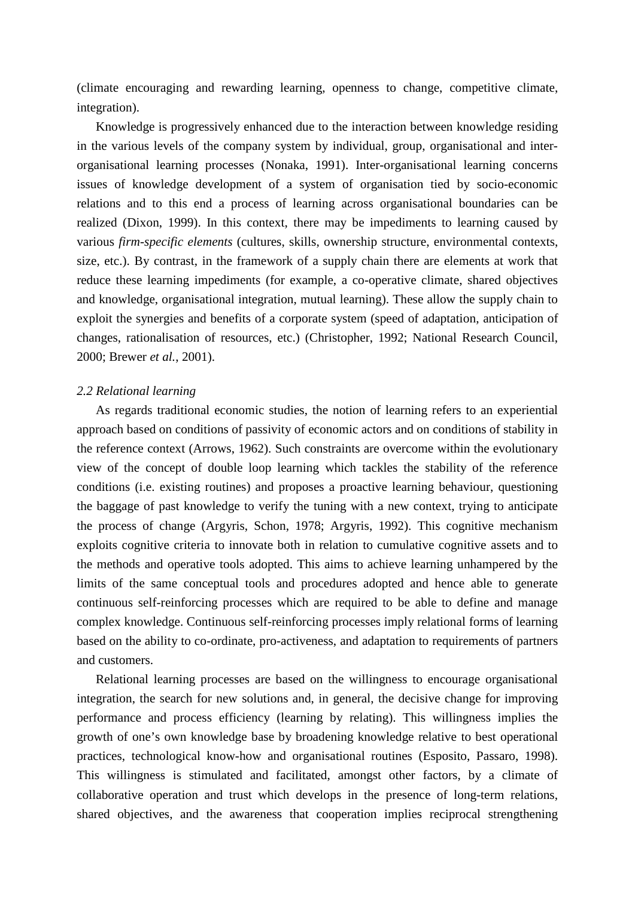(climate encouraging and rewarding learning, openness to change, competitive climate, integration).

Knowledge is progressively enhanced due to the interaction between knowledge residing in the various levels of the company system by individual, group, organisational and inter-organisational learning processes (Nonaka, 1991). Inter-organisational learning concerns issues of knowledge development of a system of organisation tied by socio-economic relations and to this end a process of learning across organisational boundaries can be realized (Dixon, 1999). In this context, there may be impediments to learning caused by various *firm-specific elements* (cultures, skills, ownership structure, environmental contexts, size, etc.). By contrast, in the framework of a supply chain there are elements at work that reduce these learning impediments (for example, a co-operative climate, shared objectives and knowledge, organisational integration, mutual learning). These allow the supply chain to exploit the synergies and benefits of a corporate system (speed of adaptation, anticipation of changes, rationalisation of resources, etc.) (Christopher, 1992; National Research Council, 2000; Brewer *et al.*, 2001).

### *2.2 Relational learning*

As regards traditional economic studies, the notion of learning refers to an experiential approach based on conditions of passivity of economic actors and on conditions of stability in the reference context (Arrows, 1962). Such constraints are overcome within the evolutionary view of the concept of double loop learning which tackles the stability of the reference conditions (i.e. existing routines) and proposes a proactive learning behaviour, questioning the baggage of past knowledge to verify the tuning with a new context, trying to anticipate the process of change (Argyris, Schon, 1978; Argyris, 1992). This cognitive mechanism exploits cognitive criteria to innovate both in relation to cumulative cognitive assets and to the methods and operative tools adopted. This aims to achieve learning unhampered by the limits of the same conceptual tools and procedures adopted and hence able to generate continuous self-reinforcing processes which are required to be able to define and manage complex knowledge. Continuous self-reinforcing processes imply relational forms of learning based on the ability to co-ordinate, pro-activeness, and adaptation to requirements of partners and customers.

Relational learning processes are based on the willingness to encourage organisational integration, the search for new solutions and, in general, the decisive change for improving performance and process efficiency (learning by relating). This willingness implies the growth of one's own knowledge base by broadening knowledge relative to best operational practices, technological know-how and organisational routines (Esposito, Passaro, 1998). This willingness is stimulated and facilitated, amongst other factors, by a climate of collaborative operation and trust which develops in the presence of long-term relations, shared objectives, and the awareness that cooperation implies reciprocal strengthening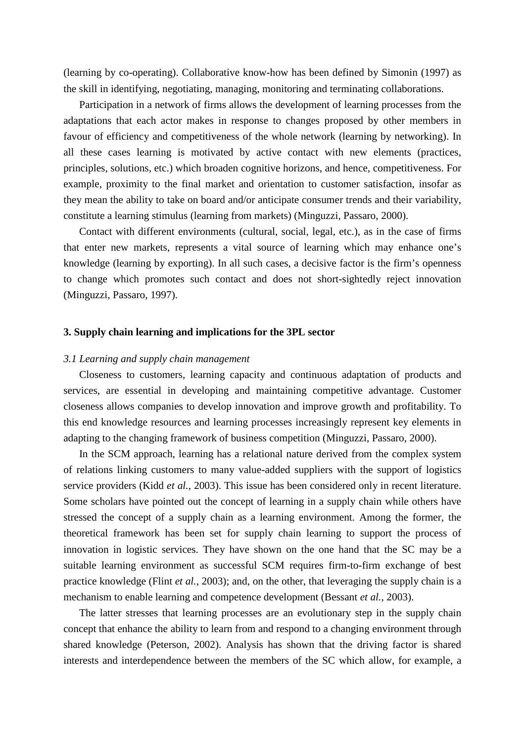(learning by co-operating). Collaborative know-how has been defined by Simonin (1997) as the skill in identifying, negotiating, managing, monitoring and terminating collaborations.

Participation in a network of firms allows the development of learning processes from the adaptations that each actor makes in response to changes proposed by other members in favour of efficiency and competitiveness of the whole network (learning by networking). In all these cases learning is motivated by active contact with new elements (practices, principles, solutions, etc.) which broaden cognitive horizons, and hence, competitiveness. For example, proximity to the final market and orientation to customer satisfaction, insofar as they mean the ability to take on board and/or anticipate consumer trends and their variability, constitute a learning stimulus (learning from markets) (Minguzzi, Passaro, 2000).

Contact with different environments (cultural, social, legal, etc.), as in the case of firms that enter new markets, represents a vital source of learning which may enhance one's knowledge (learning by exporting). In all such cases, a decisive factor is the firm's openness to change which promotes such contact and does not short-sightedly reject innovation (Minguzzi, Passaro, 1997).

## 3. Supply chain learning and implications for the 3PL sector

### *3.1 Learning and supply chain management*

Closeness to customers, learning capacity and continuous adaptation of products and services, are essential in developing and maintaining competitive advantage. Customer closeness allows companies to develop innovation and improve growth and profitability. To this end knowledge resources and learning processes increasingly represent key elements in adapting to the changing framework of business competition (Minguzzi, Passaro, 2000).

In the SCM approach, learning has a relational nature derived from the complex system of relations linking customers to many value-added suppliers with the support of logistics service providers (Kidd *et al.*, 2003). This issue has been considered only in recent literature. Some scholars have pointed out the concept of learning in a supply chain while others have stressed the concept of a supply chain as a learning environment. Among the former, the theoretical framework has been set for supply chain learning to support the process of innovation in logistic services. They have shown on the one hand that the SC may be a suitable learning environment as successful SCM requires firm-to-firm exchange of best practice knowledge (Flint *et al.*, 2003); and, on the other, that leveraging the supply chain is a mechanism to enable learning and competence development (Bessant *et al.*, 2003).

The latter stresses that learning processes are an evolutionary step in the supply chain concept that enhance the ability to learn from and respond to a changing environment through shared knowledge (Peterson, 2002). Analysis has shown that the driving factor is shared interests and interdependence between the members of the SC which allow, for example, a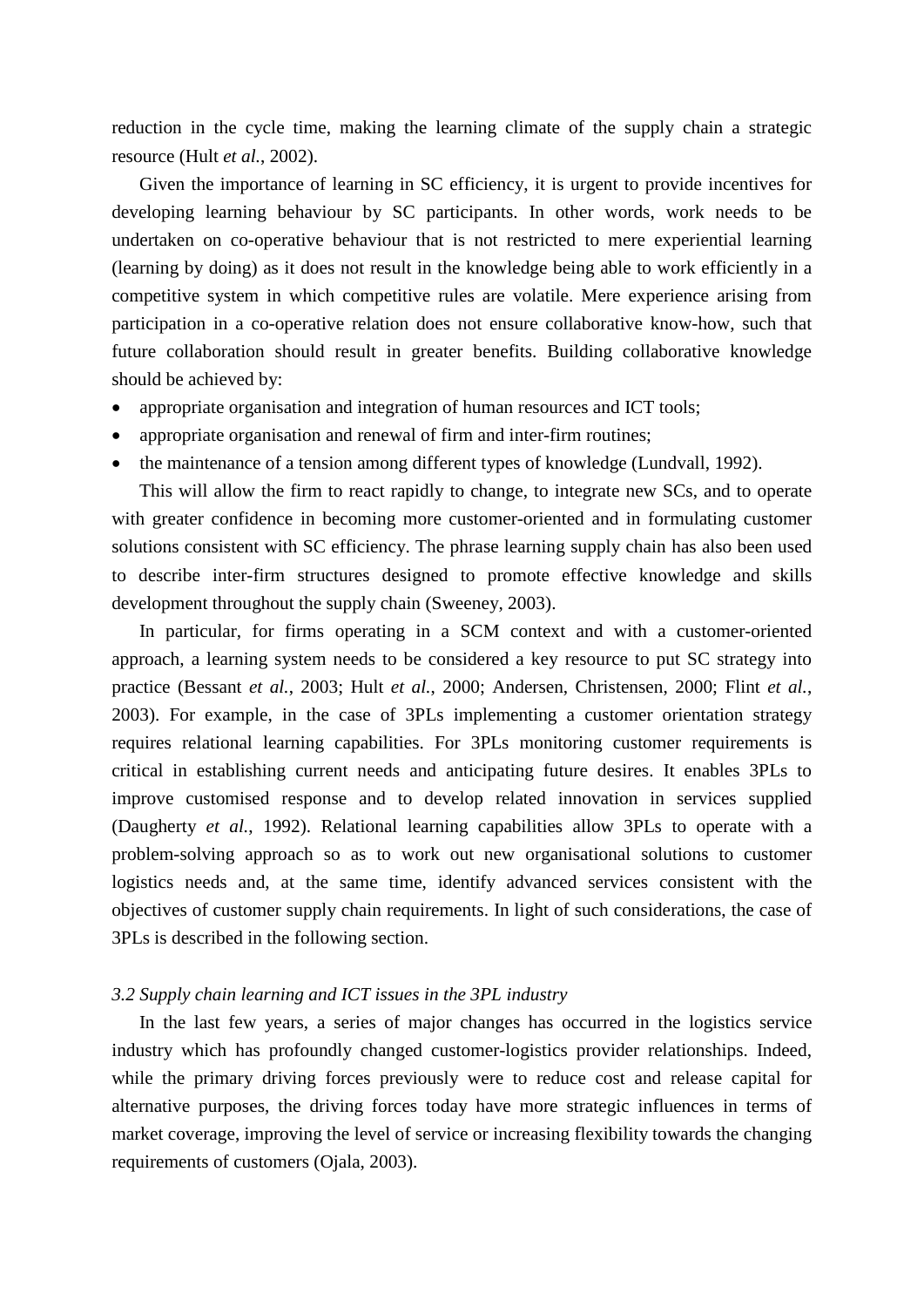reduction in the cycle time, making the learning climate of the supply chain a strategic resource (Hult *et al.*, 2002).

Given the importance of learning in SC efficiency, it is urgent to provide incentives for developing learning behaviour by SC participants. In other words, work needs to be undertaken on co-operative behaviour that is not restricted to mere experiential learning (learning by doing) as it does not result in the knowledge being able to work efficiently in a competitive system in which competitive rules are volatile. Mere experience arising from participation in a co-operative relation does not ensure collaborative know-how, such that future collaboration should result in greater benefits. Building collaborative knowledge should be achieved by:

- appropriate organisation and integration of human resources and ICT tools;
- appropriate organisation and renewal of firm and inter-firm routines;
- the maintenance of a tension among different types of knowledge (Lundvall, 1992).

This will allow the firm to react rapidly to change, to integrate new SCs, and to operate with greater confidence in becoming more customer-oriented and in formulating customer solutions consistent with SC efficiency. The phrase learning supply chain has also been used to describe inter-firm structures designed to promote effective knowledge and skills development throughout the supply chain (Sweeney, 2003).

In particular, for firms operating in a SCM context and with a customer-oriented approach, a learning system needs to be considered a key resource to put SC strategy into practice (Bessant *et al.*, 2003; Hult *et al.*, 2000; Andersen, Christensen, 2000; Flint *et al.*, 2003). For example, in the case of 3PLs implementing a customer orientation strategy requires relational learning capabilities. For 3PLs monitoring customer requirements is critical in establishing current needs and anticipating future desires. It enables 3PLs to improve customised response and to develop related innovation in services supplied (Daugherty *et al.*, 1992). Relational learning capabilities allow 3PLs to operate with a problem-solving approach so as to work out new organisational solutions to customer logistics needs and, at the same time, identify advanced services consistent with the objectives of customer supply chain requirements. In light of such considerations, the case of 3PLs is described in the following section.

### *3.2 Supply chain learning and ICT issues in the 3PL industry*

In the last few years, a series of major changes has occurred in the logistics service industry which has profoundly changed customer-logistics provider relationships. Indeed, while the primary driving forces previously were to reduce cost and release capital for alternative purposes, the driving forces today have more strategic influences in terms of market coverage, improving the level of service or increasing flexibility towards the changing requirements of customers (Ojala, 2003).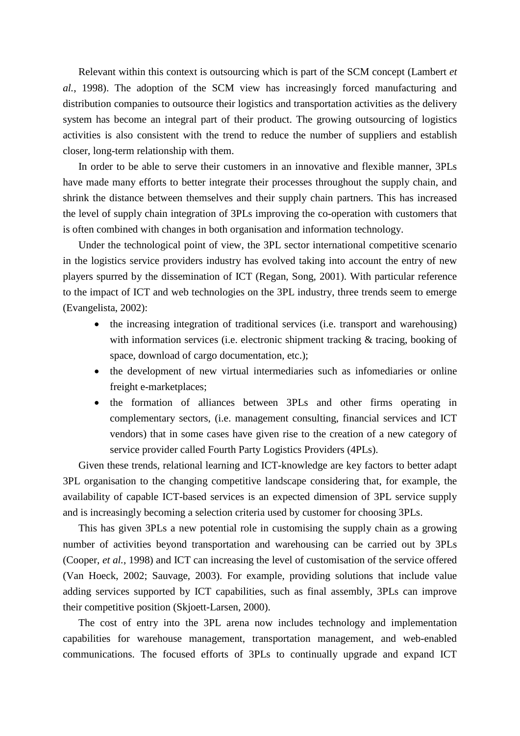Relevant within this context is outsourcing which is part of the SCM concept (Lambert *et al.*, 1998). The adoption of the SCM view has increasingly forced manufacturing and distribution companies to outsource their logistics and transportation activities as the delivery system has become an integral part of their product. The growing outsourcing of logistics activities is also consistent with the trend to reduce the number of suppliers and establish closer, long-term relationship with them.

In order to be able to serve their customers in an innovative and flexible manner, 3PLs have made many efforts to better integrate their processes throughout the supply chain, and shrink the distance between themselves and their supply chain partners. This has increased the level of supply chain integration of 3PLs improving the co-operation with customers that is often combined with changes in both organisation and information technology.

Under the technological point of view, the 3PL sector international competitive scenario in the logistics service providers industry has evolved taking into account the entry of new players spurred by the dissemination of ICT (Regan, Song, 2001). With particular reference to the impact of ICT and web technologies on the 3PL industry, three trends seem to emerge (Evangelista, 2002):

- the increasing integration of traditional services (i.e. transport and warehousing) with information services (i.e. electronic shipment tracking & tracing, booking of space, download of cargo documentation, etc.);
- the development of new virtual intermediaries such as infomediaries or online freight e-marketplaces;
- the formation of alliances between 3PLs and other firms operating in complementary sectors, (i.e. management consulting, financial services and ICT vendors) that in some cases have given rise to the creation of a new category of service provider called Fourth Party Logistics Providers (4PLs).

Given these trends, relational learning and ICT-knowledge are key factors to better adapt 3PL organisation to the changing competitive landscape considering that, for example, the availability of capable ICT-based services is an expected dimension of 3PL service supply and is increasingly becoming a selection criteria used by customer for choosing 3PLs.

This has given 3PLs a new potential role in customising the supply chain as a growing number of activities beyond transportation and warehousing can be carried out by 3PLs (Cooper, *et al.*, 1998) and ICT can increasing the level of customisation of the service offered (Van Hoeck, 2002; Sauvage, 2003). For example, providing solutions that include value adding services supported by ICT capabilities, such as final assembly, 3PLs can improve their competitive position (Skjoett-Larsen, 2000).

The cost of entry into the 3PL arena now includes technology and implementation capabilities for warehouse management, transportation management, and web-enabled communications. The focused efforts of 3PLs to continually upgrade and expand ICT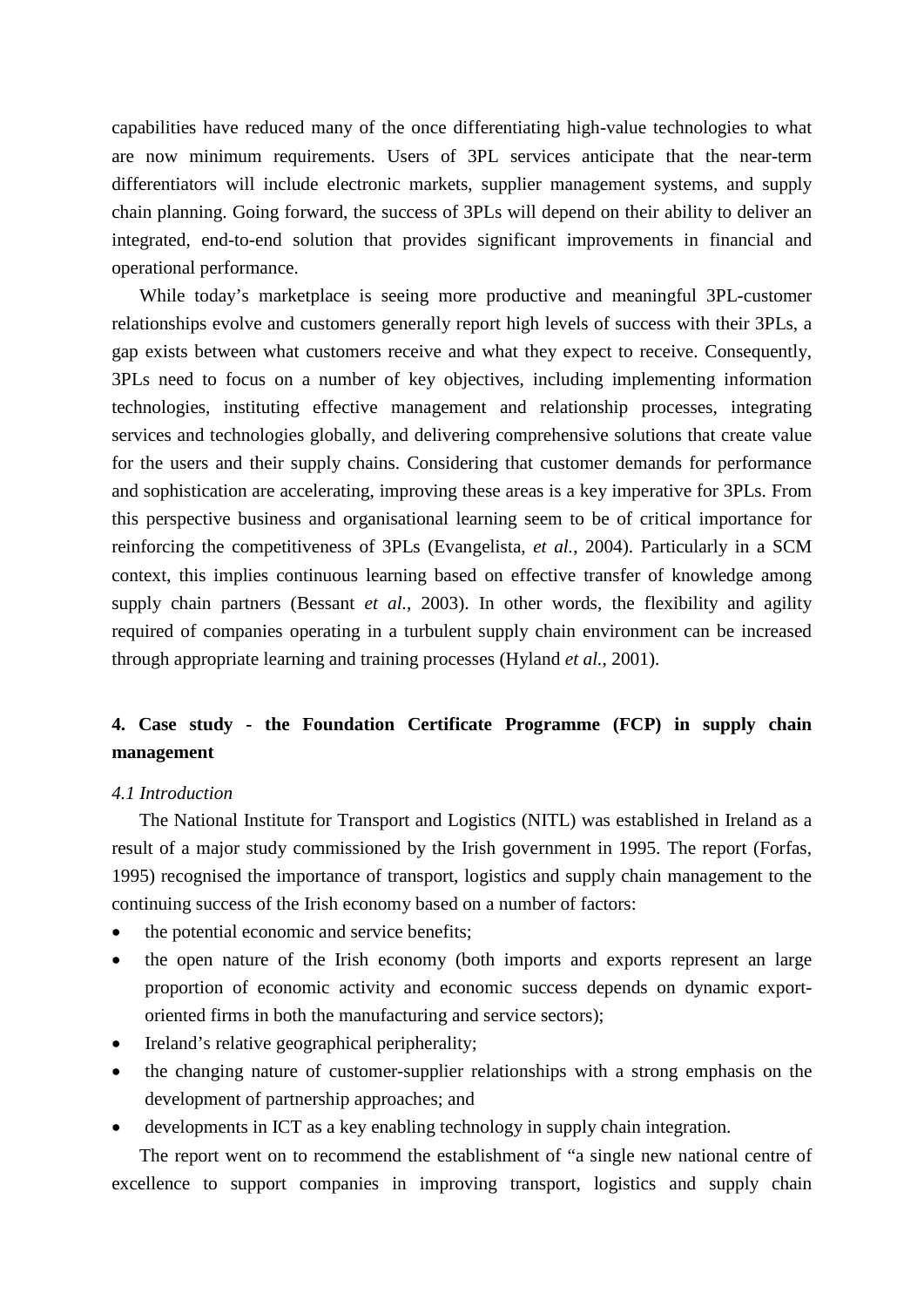capabilities have reduced many of the once differentiating high-value technologies to what are now minimum requirements. Users of 3PL services anticipate that the near-term differentiators will include electronic markets, supplier management systems, and supply chain planning. Going forward, the success of 3PLs will depend on their ability to deliver an integrated, end-to-end solution that provides significant improvements in financial and operational performance.

While today's marketplace is seeing more productive and meaningful 3PL-customer relationships evolve and customers generally report high levels of success with their 3PLs, a gap exists between what customers receive and what they expect to receive. Consequently, 3PLs need to focus on a number of key objectives, including implementing information technologies, instituting effective management and relationship processes, integrating services and technologies globally, and delivering comprehensive solutions that create value for the users and their supply chains. Considering that customer demands for performance and sophistication are accelerating, improving these areas is a key imperative for 3PLs. From this perspective business and organisational learning seem to be of critical importance for reinforcing the competitiveness of 3PLs (Evangelista, *et al.*, 2004). Particularly in a SCM context, this implies continuous learning based on effective transfer of knowledge among supply chain partners (Bessant *et al.*, 2003). In other words, the flexibility and agility required of companies operating in a turbulent supply chain environment can be increased through appropriate learning and training processes (Hyland *et al.*, 2001).

## 4. Case study - the Foundation Certificate Programme (FCP) in supply chain management

### *4.1 Introduction*

The National Institute for Transport and Logistics (NITL) was established in Ireland as a result of a major study commissioned by the Irish government in 1995. The report (Forfas, 1995) recognised the importance of transport, logistics and supply chain management to the continuing success of the Irish economy based on a number of factors:

- the potential economic and service benefits;
- the open nature of the Irish economy (both imports and exports represent an large proportion of economic activity and economic success depends on dynamic export-oriented firms in both the manufacturing and service sectors);
- Ireland's relative geographical peripherality;
- the changing nature of customer-supplier relationships with a strong emphasis on the development of partnership approaches; and
- developments in ICT as a key enabling technology in supply chain integration.

The report went on to recommend the establishment of "a single new national centre of excellence to support companies in improving transport, logistics and supply chain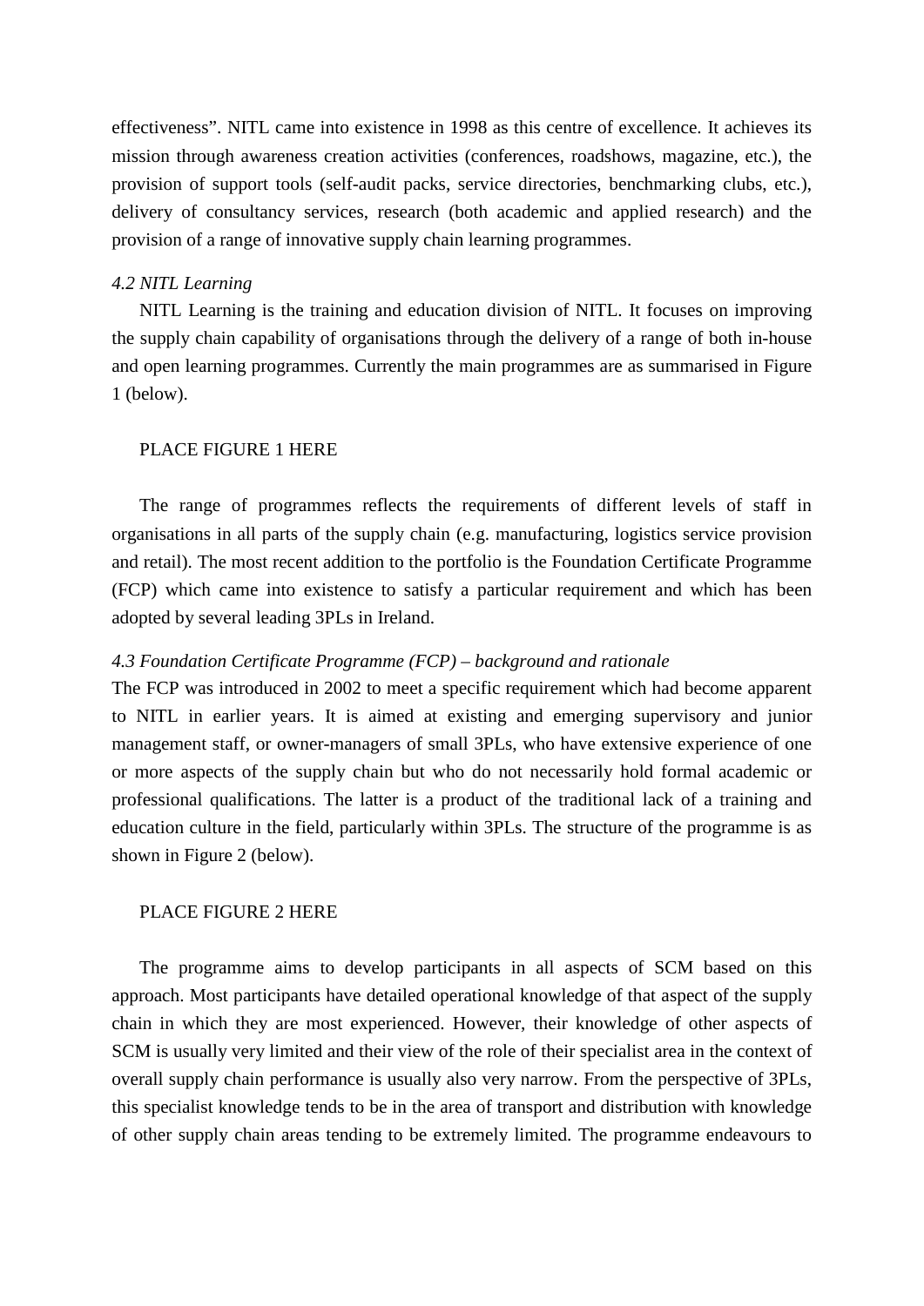effectiveness". NITL came into existence in 1998 as this centre of excellence. It achieves its mission through awareness creation activities (conferences, roadshows, magazine, etc.), the provision of support tools (self-audit packs, service directories, benchmarking clubs, etc.), delivery of consultancy services, research (both academic and applied research) and the provision of a range of innovative supply chain learning programmes.

### *4.2 NITL Learning*

NITL Learning is the training and education division of NITL. It focuses on improving the supply chain capability of organisations through the delivery of a range of both in-house and open learning programmes. Currently the main programmes are as summarised in Figure 1 (below).

PLACE FIGURE 1 HERE

The range of programmes reflects the requirements of different levels of staff in organisations in all parts of the supply chain (e.g. manufacturing, logistics service provision and retail). The most recent addition to the portfolio is the Foundation Certificate Programme (FCP) which came into existence to satisfy a particular requirement and which has been adopted by several leading 3PLs in Ireland.

### *4.3 Foundation Certificate Programme (FCP) – background and rationale*

The FCP was introduced in 2002 to meet a specific requirement which had become apparent to NITL in earlier years. It is aimed at existing and emerging supervisory and junior management staff, or owner-managers of small 3PLs, who have extensive experience of one or more aspects of the supply chain but who do not necessarily hold formal academic or professional qualifications. The latter is a product of the traditional lack of a training and education culture in the field, particularly within 3PLs. The structure of the programme is as shown in Figure 2 (below).

PLACE FIGURE 2 HERE

The programme aims to develop participants in all aspects of SCM based on this approach. Most participants have detailed operational knowledge of that aspect of the supply chain in which they are most experienced. However, their knowledge of other aspects of SCM is usually very limited and their view of the role of their specialist area in the context of overall supply chain performance is usually also very narrow. From the perspective of 3PLs, this specialist knowledge tends to be in the area of transport and distribution with knowledge of other supply chain areas tending to be extremely limited. The programme endeavours to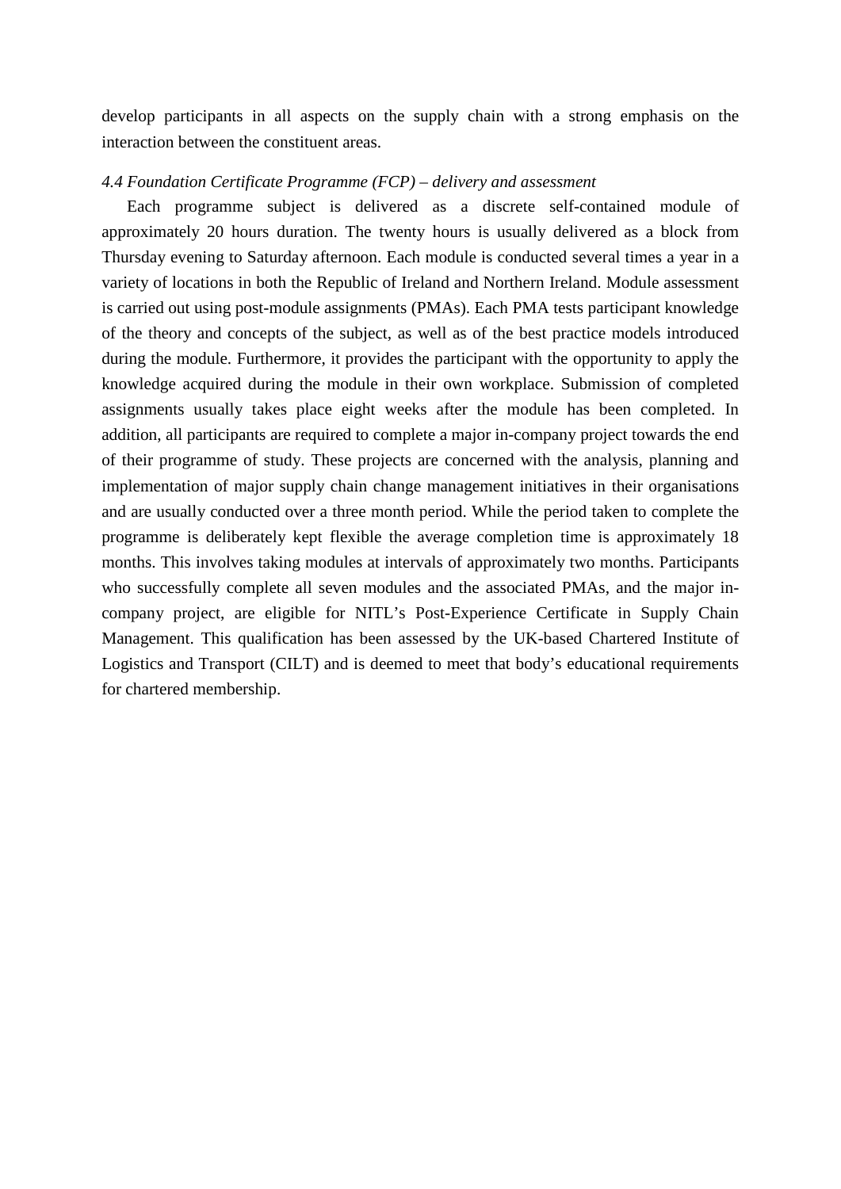develop participants in all aspects on the supply chain with a strong emphasis on the interaction between the constituent areas.

### *4.4 Foundation Certificate Programme (FCP) – delivery and assessment*

Each programme subject is delivered as a discrete self-contained module of approximately 20 hours duration. The twenty hours is usually delivered as a block from Thursday evening to Saturday afternoon. Each module is conducted several times a year in a variety of locations in both the Republic of Ireland and Northern Ireland. Module assessment is carried out using post-module assignments (PMAs). Each PMA tests participant knowledge of the theory and concepts of the subject, as well as of the best practice models introduced during the module. Furthermore, it provides the participant with the opportunity to apply the knowledge acquired during the module in their own workplace. Submission of completed assignments usually takes place eight weeks after the module has been completed. In addition, all participants are required to complete a major in-company project towards the end of their programme of study. These projects are concerned with the analysis, planning and implementation of major supply chain change management initiatives in their organisations and are usually conducted over a three month period. While the period taken to complete the programme is deliberately kept flexible the average completion time is approximately 18 months. This involves taking modules at intervals of approximately two months. Participants who successfully complete all seven modules and the associated PMAs, and the major in-company project, are eligible for NITL's Post-Experience Certificate in Supply Chain Management. This qualification has been assessed by the UK-based Chartered Institute of Logistics and Transport (CILT) and is deemed to meet that body's educational requirements for chartered membership.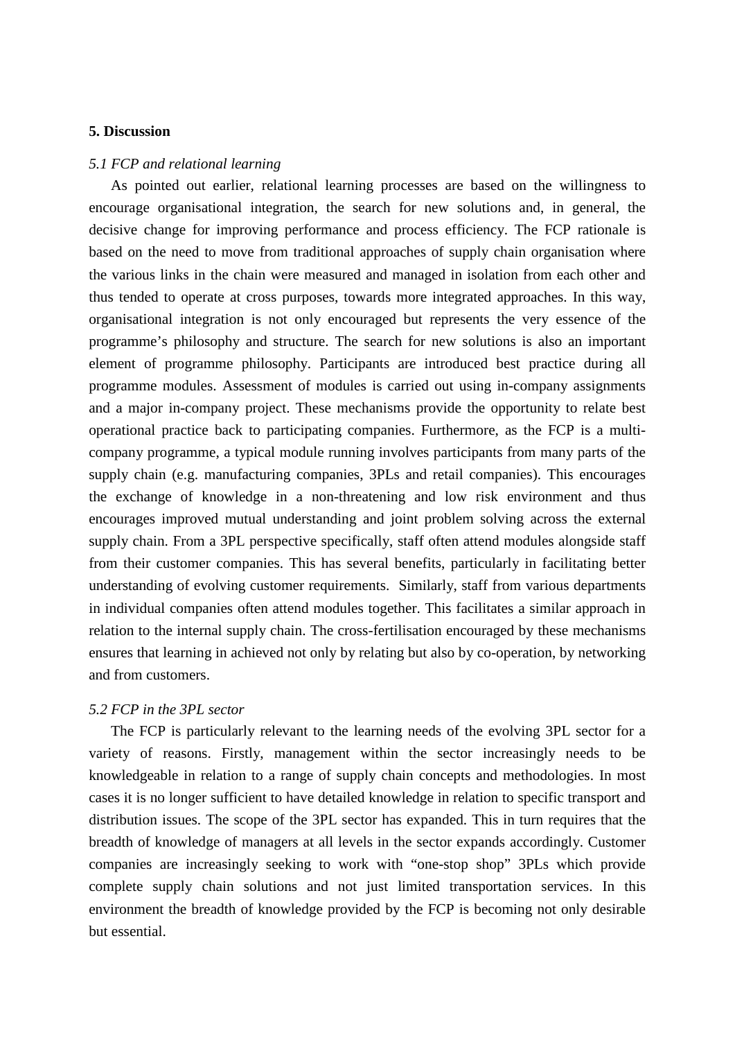## 5. Discussion

### *5.1 FCP and relational learning*

As pointed out earlier, relational learning processes are based on the willingness to encourage organisational integration, the search for new solutions and, in general, the decisive change for improving performance and process efficiency. The FCP rationale is based on the need to move from traditional approaches of supply chain organisation where the various links in the chain were measured and managed in isolation from each other and thus tended to operate at cross purposes, towards more integrated approaches. In this way, organisational integration is not only encouraged but represents the very essence of the programme's philosophy and structure. The search for new solutions is also an important element of programme philosophy. Participants are introduced best practice during all programme modules. Assessment of modules is carried out using in-company assignments and a major in-company project. These mechanisms provide the opportunity to relate best operational practice back to participating companies. Furthermore, as the FCP is a multi-company programme, a typical module running involves participants from many parts of the supply chain (e.g. manufacturing companies, 3PLs and retail companies). This encourages the exchange of knowledge in a non-threatening and low risk environment and thus encourages improved mutual understanding and joint problem solving across the external supply chain. From a 3PL perspective specifically, staff often attend modules alongside staff from their customer companies. This has several benefits, particularly in facilitating better understanding of evolving customer requirements. Similarly, staff from various departments in individual companies often attend modules together. This facilitates a similar approach in relation to the internal supply chain. The cross-fertilisation encouraged by these mechanisms ensures that learning in achieved not only by relating but also by co-operation, by networking and from customers.

### *5.2 FCP in the 3PL sector*

The FCP is particularly relevant to the learning needs of the evolving 3PL sector for a variety of reasons. Firstly, management within the sector increasingly needs to be knowledgeable in relation to a range of supply chain concepts and methodologies. In most cases it is no longer sufficient to have detailed knowledge in relation to specific transport and distribution issues. The scope of the 3PL sector has expanded. This in turn requires that the breadth of knowledge of managers at all levels in the sector expands accordingly. Customer companies are increasingly seeking to work with "one-stop shop" 3PLs which provide complete supply chain solutions and not just limited transportation services. In this environment the breadth of knowledge provided by the FCP is becoming not only desirable but essential.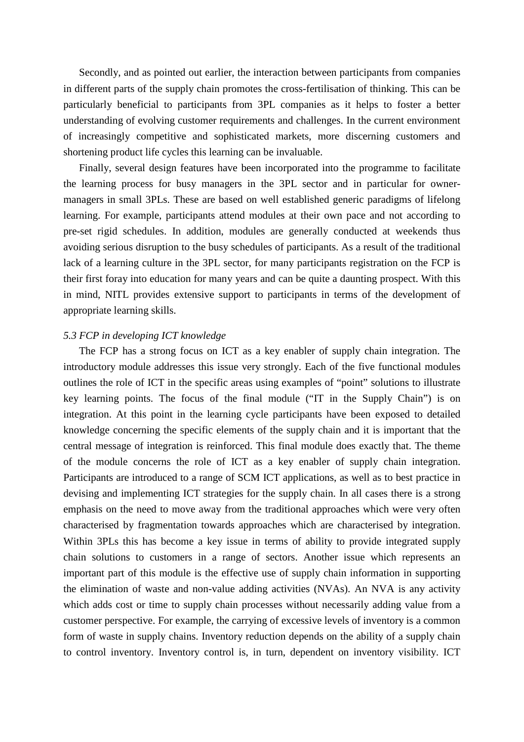Secondly, and as pointed out earlier, the interaction between participants from companies in different parts of the supply chain promotes the cross-fertilisation of thinking. This can be particularly beneficial to participants from 3PL companies as it helps to foster a better understanding of evolving customer requirements and challenges. In the current environment of increasingly competitive and sophisticated markets, more discerning customers and shortening product life cycles this learning can be invaluable.

Finally, several design features have been incorporated into the programme to facilitate the learning process for busy managers in the 3PL sector and in particular for owner-managers in small 3PLs. These are based on well established generic paradigms of lifelong learning. For example, participants attend modules at their own pace and not according to pre-set rigid schedules. In addition, modules are generally conducted at weekends thus avoiding serious disruption to the busy schedules of participants. As a result of the traditional lack of a learning culture in the 3PL sector, for many participants registration on the FCP is their first foray into education for many years and can be quite a daunting prospect. With this in mind, NITL provides extensive support to participants in terms of the development of appropriate learning skills.

*5.3 FCP in developing ICT knowledge*

The FCP has a strong focus on ICT as a key enabler of supply chain integration. The introductory module addresses this issue very strongly. Each of the five functional modules outlines the role of ICT in the specific areas using examples of "point" solutions to illustrate key learning points. The focus of the final module ("IT in the Supply Chain") is on integration. At this point in the learning cycle participants have been exposed to detailed knowledge concerning the specific elements of the supply chain and it is important that the central message of integration is reinforced. This final module does exactly that. The theme of the module concerns the role of ICT as a key enabler of supply chain integration. Participants are introduced to a range of SCM ICT applications, as well as to best practice in devising and implementing ICT strategies for the supply chain. In all cases there is a strong emphasis on the need to move away from the traditional approaches which were very often characterised by fragmentation towards approaches which are characterised by integration. Within 3PLs this has become a key issue in terms of ability to provide integrated supply chain solutions to customers in a range of sectors. Another issue which represents an important part of this module is the effective use of supply chain information in supporting the elimination of waste and non-value adding activities (NVAs). An NVA is any activity which adds cost or time to supply chain processes without necessarily adding value from a customer perspective. For example, the carrying of excessive levels of inventory is a common form of waste in supply chains. Inventory reduction depends on the ability of a supply chain to control inventory. Inventory control is, in turn, dependent on inventory visibility. ICT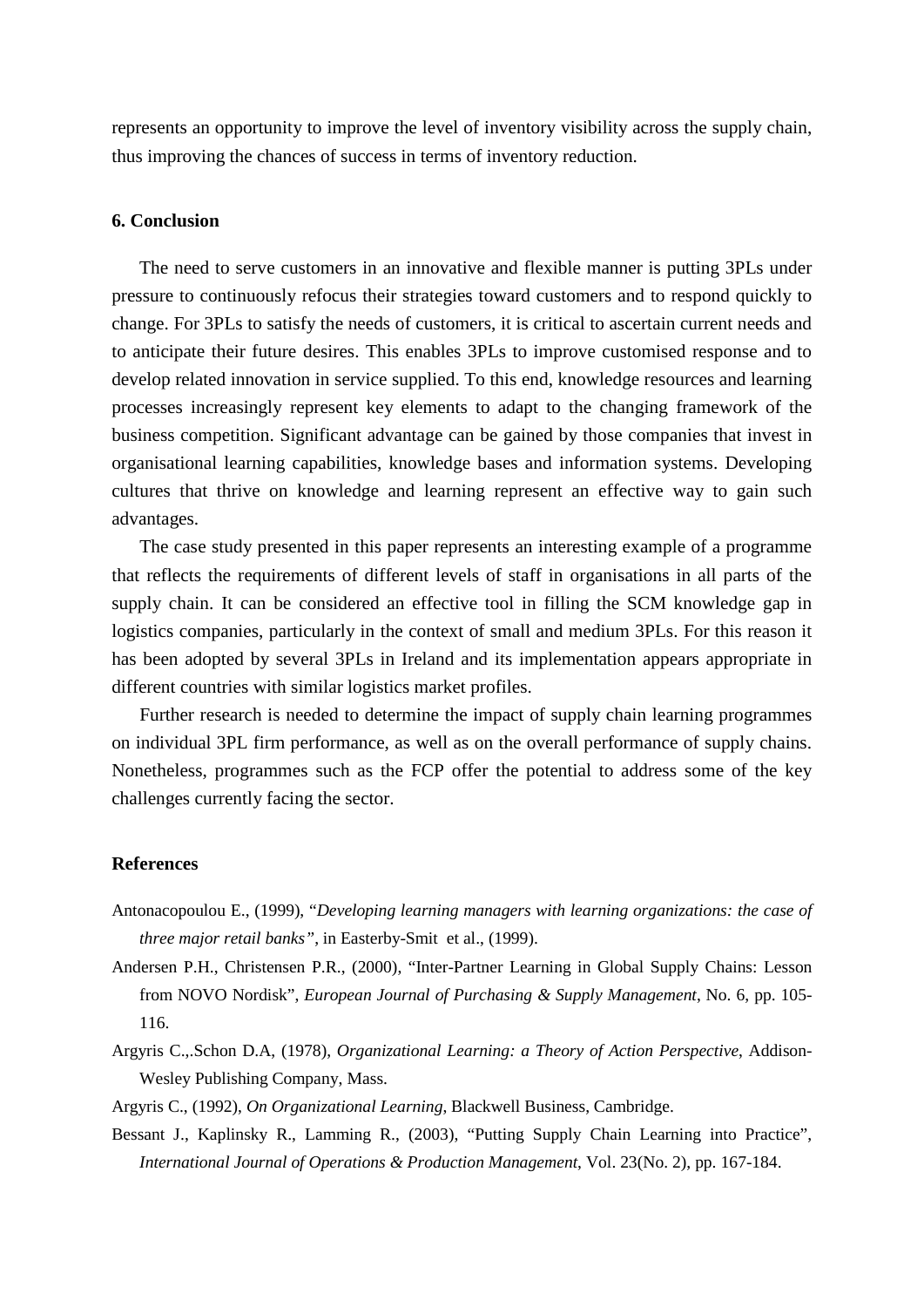represents an opportunity to improve the level of inventory visibility across the supply chain, thus improving the chances of success in terms of inventory reduction.

## 6. Conclusion

The need to serve customers in an innovative and flexible manner is putting 3PLs under pressure to continuously refocus their strategies toward customers and to respond quickly to change. For 3PLs to satisfy the needs of customers, it is critical to ascertain current needs and to anticipate their future desires. This enables 3PLs to improve customised response and to develop related innovation in service supplied. To this end, knowledge resources and learning processes increasingly represent key elements to adapt to the changing framework of the business competition. Significant advantage can be gained by those companies that invest in organisational learning capabilities, knowledge bases and information systems. Developing cultures that thrive on knowledge and learning represent an effective way to gain such advantages.

The case study presented in this paper represents an interesting example of a programme that reflects the requirements of different levels of staff in organisations in all parts of the supply chain. It can be considered an effective tool in filling the SCM knowledge gap in logistics companies, particularly in the context of small and medium 3PLs. For this reason it has been adopted by several 3PLs in Ireland and its implementation appears appropriate in different countries with similar logistics market profiles.

Further research is needed to determine the impact of supply chain learning programmes on individual 3PL firm performance, as well as on the overall performance of supply chains. Nonetheless, programmes such as the FCP offer the potential to address some of the key challenges currently facing the sector.

## References

Antonacopoulou E., (1999), "*Developing learning managers with learning organizations: the case of three major retail banks"*, in Easterby-Smit et al., (1999).

Andersen P.H., Christensen P.R., (2000), "Inter-Partner Learning in Global Supply Chains: Lesson from NOVO Nordisk", *European Journal of Purchasing & Supply Management*, No. 6, pp. 105-116.

Argyris C.,.Schon D.A, (1978), *Organizational Learning: a Theory of Action Perspective*, Addison-Wesley Publishing Company, Mass.

Argyris C., (1992), *On Organizational Learning*, Blackwell Business, Cambridge.

Bessant J., Kaplinsky R., Lamming R., (2003), "Putting Supply Chain Learning into Practice", *International Journal of Operations & Production Management*, Vol. 23(No. 2), pp. 167-184.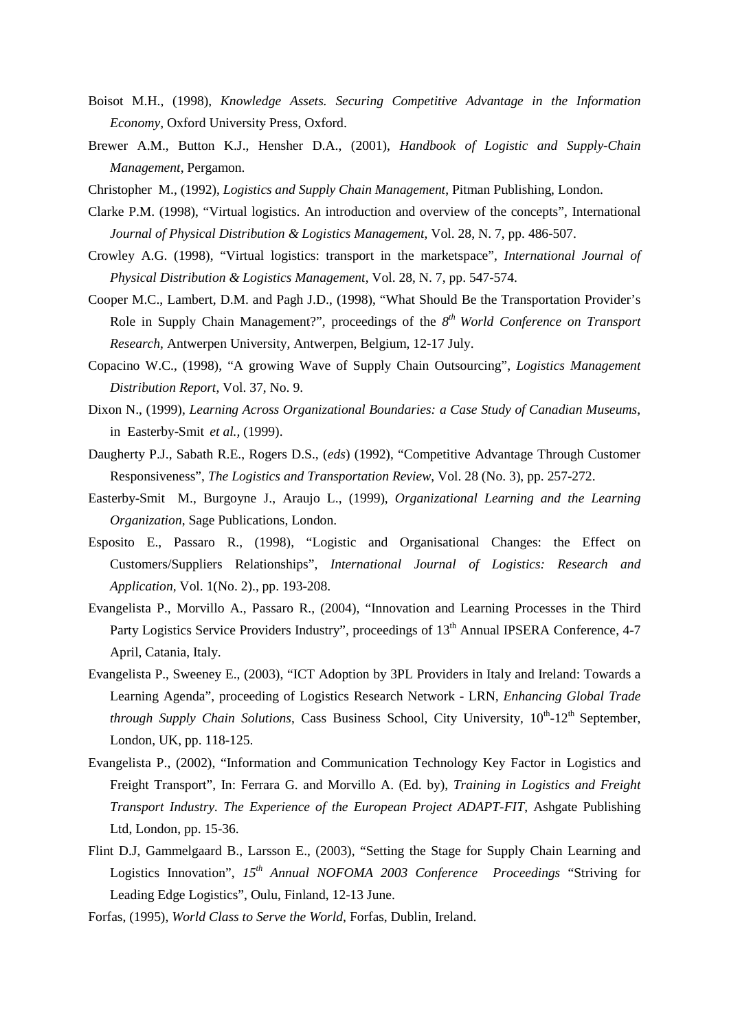Boisot M.H., (1998), *Knowledge Assets. Securing Competitive Advantage in the Information Economy*, Oxford University Press, Oxford.

Brewer A.M., Button K.J., Hensher D.A., (2001), *Handbook of Logistic and Supply-Chain Management*, Pergamon.

Christopher M., (1992), *Logistics and Supply Chain Management*, Pitman Publishing, London.

Clarke P.M. (1998), "Virtual logistics. An introduction and overview of the concepts", International *Journal of Physical Distribution & Logistics Management*, Vol. 28, N. 7, pp. 486-507.

Crowley A.G. (1998), "Virtual logistics: transport in the marketspace", *International Journal of Physical Distribution & Logistics Management*, Vol. 28, N. 7, pp. 547-574.

Cooper M.C., Lambert, D.M. and Pagh J.D., (1998), "What Should Be the Transportation Provider's Role in Supply Chain Management?", proceedings of the *8th World Conference on Transport Research*, Antwerpen University, Antwerpen, Belgium, 12-17 July.

Copacino W.C., (1998), "A growing Wave of Supply Chain Outsourcing", *Logistics Management Distribution Report*, Vol. 37, No. 9.

Dixon N., (1999), *Learning Across Organizational Boundaries: a Case Study of Canadian Museums*, in Easterby-Smit *et al.*, (1999).

Daugherty P.J., Sabath R.E., Rogers D.S., (*eds*) (1992), "Competitive Advantage Through Customer Responsiveness", *The Logistics and Transportation Review*, Vol. 28 (No. 3), pp. 257-272.

Easterby-Smit M., Burgoyne J., Araujo L., (1999), *Organizational Learning and the Learning Organization*, Sage Publications, London.

Esposito E., Passaro R., (1998), "Logistic and Organisational Changes: the Effect on Customers/Suppliers Relationships", *International Journal of Logistics: Research and Application*, Vol. 1(No. 2)., pp. 193-208.

Evangelista P., Morvillo A., Passaro R., (2004), "Innovation and Learning Processes in the Third Party Logistics Service Providers Industry", proceedings of 13th Annual IPSERA Conference, 4-7 April, Catania, Italy.

Evangelista P., Sweeney E., (2003), "ICT Adoption by 3PL Providers in Italy and Ireland: Towards a Learning Agenda", proceeding of Logistics Research Network - LRN, *Enhancing Global Trade through Supply Chain Solutions*, Cass Business School, City University, 10th-12th September, London, UK, pp. 118-125.

Evangelista P., (2002), "Information and Communication Technology Key Factor in Logistics and Freight Transport", In: Ferrara G. and Morvillo A. (Ed. by), *Training in Logistics and Freight Transport Industry. The Experience of the European Project ADAPT-FIT*, Ashgate Publishing Ltd, London, pp. 15-36.

Flint D.J, Gammelgaard B., Larsson E., (2003), "Setting the Stage for Supply Chain Learning and Logistics Innovation", *15th Annual NOFOMA 2003 Conference Proceedings* "Striving for Leading Edge Logistics", Oulu, Finland, 12-13 June.

Forfas, (1995), *World Class to Serve the World*, Forfas, Dublin, Ireland.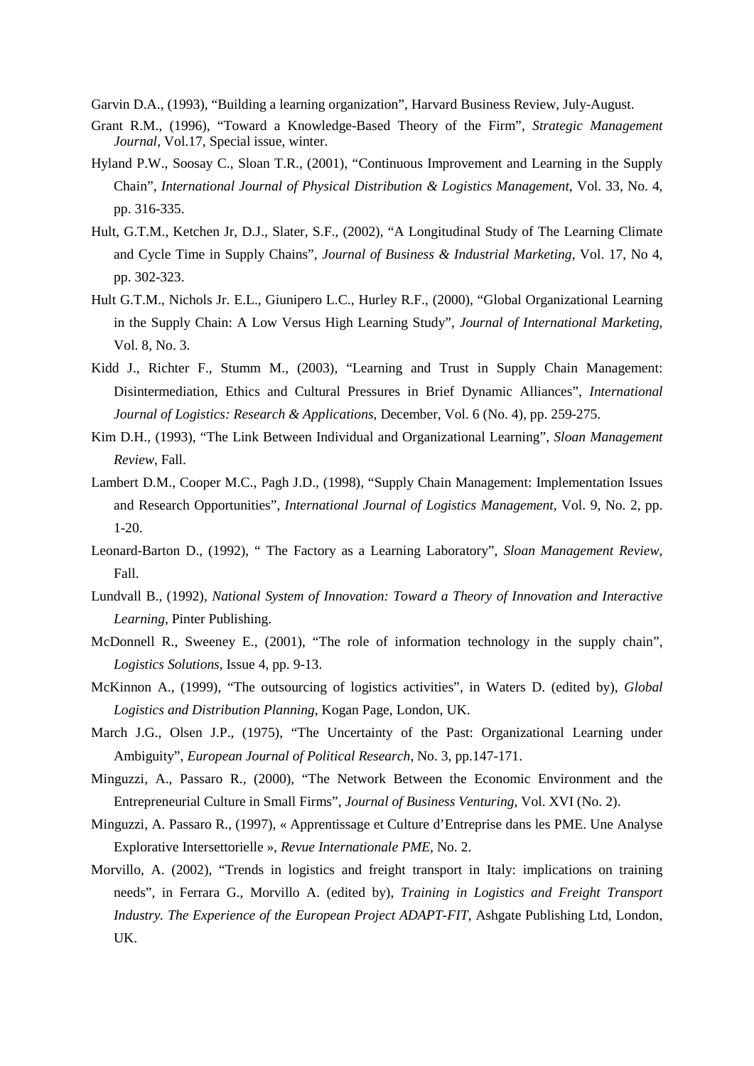Garvin D.A., (1993), "Building a learning organization", Harvard Business Review, July-August.

Grant R.M., (1996), "Toward a Knowledge-Based Theory of the Firm", *Strategic Management Journal*, Vol.17, Special issue, winter.

Hyland P.W., Soosay C., Sloan T.R., (2001), "Continuous Improvement and Learning in the Supply Chain", *International Journal of Physical Distribution & Logistics Management*, Vol. 33, No. 4, pp. 316-335.

Hult, G.T.M., Ketchen Jr, D.J., Slater, S.F., (2002), "A Longitudinal Study of The Learning Climate and Cycle Time in Supply Chains", *Journal of Business & Industrial Marketing*, Vol. 17, No 4, pp. 302-323.

Hult G.T.M., Nichols Jr. E.L., Giunipero L.C., Hurley R.F., (2000), "Global Organizational Learning in the Supply Chain: A Low Versus High Learning Study", *Journal of International Marketing*, Vol. 8, No. 3.

Kidd J., Richter F., Stumm M., (2003), "Learning and Trust in Supply Chain Management: Disintermediation, Ethics and Cultural Pressures in Brief Dynamic Alliances", *International Journal of Logistics: Research & Applications*, December, Vol. 6 (No. 4), pp. 259-275.

Kim D.H., (1993), "The Link Between Individual and Organizational Learning", *Sloan Management Review*, Fall.

Lambert D.M., Cooper M.C., Pagh J.D., (1998), "Supply Chain Management: Implementation Issues and Research Opportunities", *International Journal of Logistics Management*, Vol. 9, No. 2, pp. 1-20.

Leonard-Barton D., (1992), " The Factory as a Learning Laboratory", *Sloan Management Review*, Fall.

Lundvall B., (1992), *National System of Innovation: Toward a Theory of Innovation and Interactive Learning*, Pinter Publishing.

McDonnell R., Sweeney E., (2001), "The role of information technology in the supply chain", *Logistics Solutions*, Issue 4, pp. 9-13.

McKinnon A., (1999), "The outsourcing of logistics activities", in Waters D. (edited by), *Global Logistics and Distribution Planning*, Kogan Page, London, UK.

March J.G., Olsen J.P., (1975), "The Uncertainty of the Past: Organizational Learning under Ambiguity", *European Journal of Political Research*, No. 3, pp.147-171.

Minguzzi, A., Passaro R., (2000), "The Network Between the Economic Environment and the Entrepreneurial Culture in Small Firms", *Journal of Business Venturing*, Vol. XVI (No. 2).

Minguzzi, A. Passaro R., (1997), « Apprentissage et Culture d'Entreprise dans les PME. Une Analyse Explorative Intersettorielle », *Revue Internationale PME*, No. 2.

Morvillo, A. (2002), "Trends in logistics and freight transport in Italy: implications on training needs", in Ferrara G., Morvillo A. (edited by), *Training in Logistics and Freight Transport Industry. The Experience of the European Project ADAPT-FIT*, Ashgate Publishing Ltd, London, UK.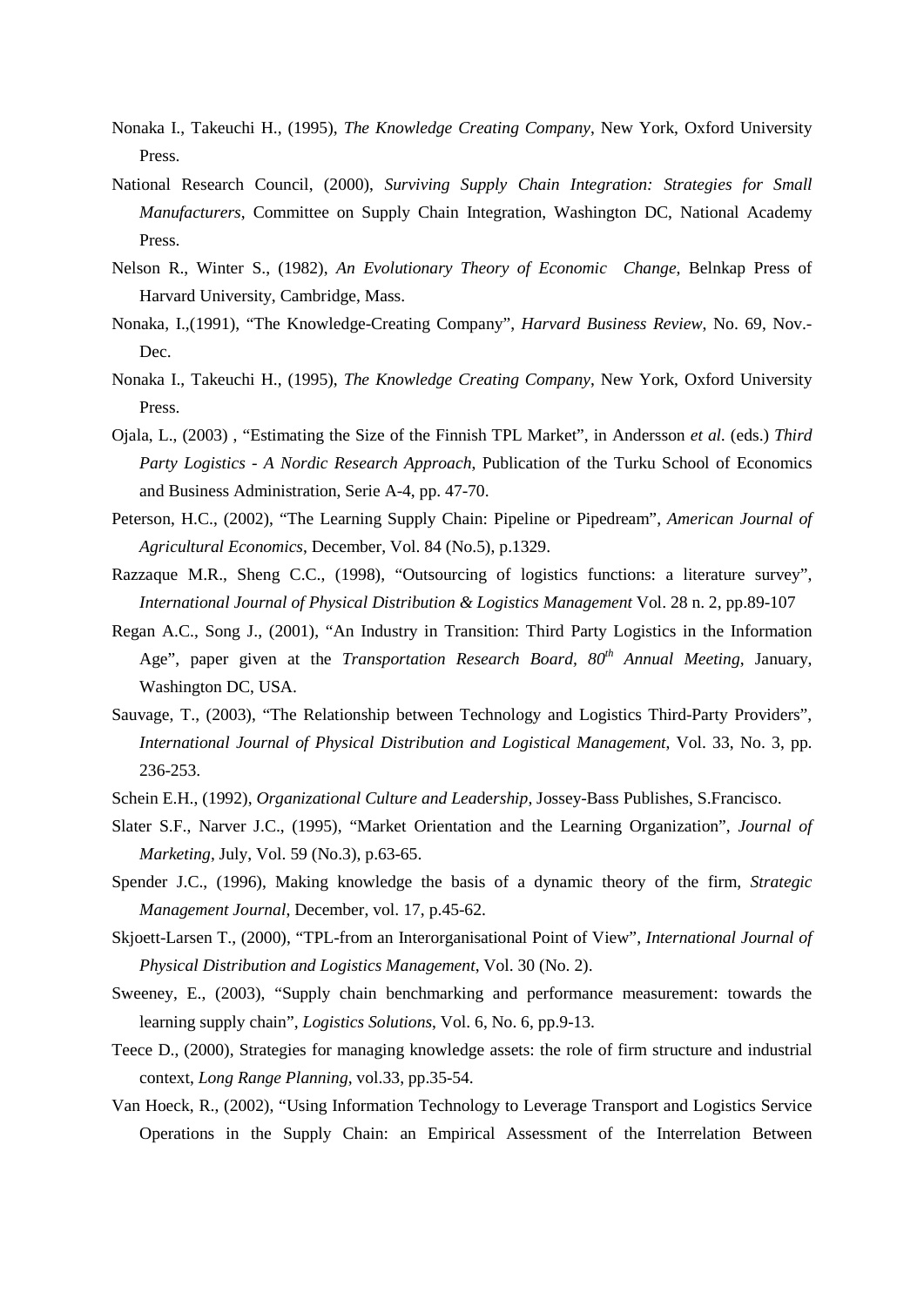Nonaka I., Takeuchi H., (1995), *The Knowledge Creating Company*, New York, Oxford University Press.

National Research Council, (2000), *Surviving Supply Chain Integration: Strategies for Small Manufacturers*, Committee on Supply Chain Integration, Washington DC, National Academy Press.

Nelson R., Winter S., (1982), *An Evolutionary Theory of Economic Change*, Belnkap Press of Harvard University, Cambridge, Mass.

Nonaka, I.,(1991), "The Knowledge-Creating Company", *Harvard Business Review*, No. 69, Nov.-Dec.

Nonaka I., Takeuchi H., (1995), *The Knowledge Creating Company*, New York, Oxford University Press.

Ojala, L., (2003) , "Estimating the Size of the Finnish TPL Market", in Andersson *et al.* (eds.) *Third Party Logistics - A Nordic Research Approach*, Publication of the Turku School of Economics and Business Administration, Serie A-4, pp. 47-70.

Peterson, H.C., (2002), "The Learning Supply Chain: Pipeline or Pipedream", *American Journal of Agricultural Economics*, December, Vol. 84 (No.5), p.1329.

Razzaque M.R., Sheng C.C., (1998), "Outsourcing of logistics functions: a literature survey", *International Journal of Physical Distribution & Logistics Management* Vol. 28 n. 2, pp.89-107

Regan A.C., Song J., (2001), "An Industry in Transition: Third Party Logistics in the Information Age", paper given at the *Transportation Research Board, 80th Annual Meeting*, January, Washington DC, USA.

Sauvage, T., (2003), "The Relationship between Technology and Logistics Third-Party Providers", *International Journal of Physical Distribution and Logistical Management*, Vol. 33, No. 3, pp. 236-253.

Schein E.H., (1992), *Organizational Culture and Leadership*, Jossey-Bass Publishes, S.Francisco.

Slater S.F., Narver J.C., (1995), "Market Orientation and the Learning Organization", *Journal of Marketing*, July, Vol. 59 (No.3), p.63-65.

Spender J.C., (1996), Making knowledge the basis of a dynamic theory of the firm, *Strategic Management Journal*, December, vol. 17, p.45-62.

Skjoett-Larsen T., (2000), "TPL-from an Interorganisational Point of View", *International Journal of Physical Distribution and Logistics Management*, Vol. 30 (No. 2).

Sweeney, E., (2003), "Supply chain benchmarking and performance measurement: towards the learning supply chain", *Logistics Solutions*, Vol. 6, No. 6, pp.9-13.

Teece D., (2000), Strategies for managing knowledge assets: the role of firm structure and industrial context, *Long Range Planning*, vol.33, pp.35-54.

Van Hoeck, R., (2002), "Using Information Technology to Leverage Transport and Logistics Service Operations in the Supply Chain: an Empirical Assessment of the Interrelation Between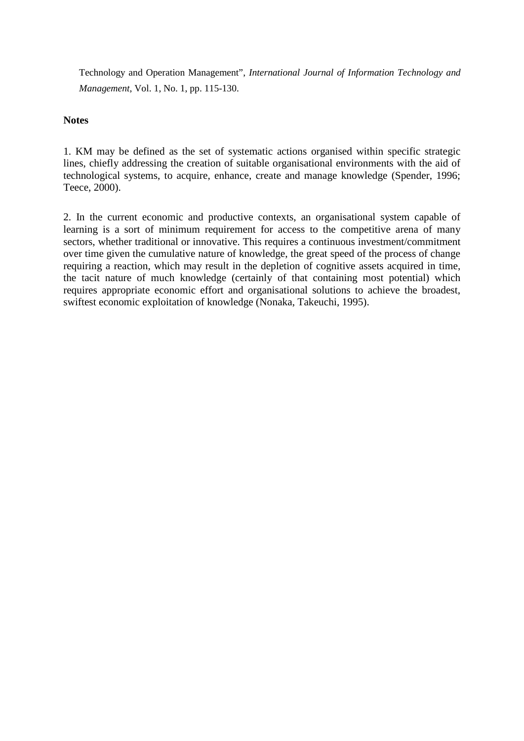Technology and Operation Management", *International Journal of Information Technology and Management*, Vol. 1, No. 1, pp. 115-130.

**Notes**

1. KM may be defined as the set of systematic actions organised within specific strategic lines, chiefly addressing the creation of suitable organisational environments with the aid of technological systems, to acquire, enhance, create and manage knowledge (Spender, 1996; Teece, 2000).

2. In the current economic and productive contexts, an organisational system capable of learning is a sort of minimum requirement for access to the competitive arena of many sectors, whether traditional or innovative. This requires a continuous investment/commitment over time given the cumulative nature of knowledge, the great speed of the process of change requiring a reaction, which may result in the depletion of cognitive assets acquired in time, the tacit nature of much knowledge (certainly of that containing most potential) which requires appropriate economic effort and organisational solutions to achieve the broadest, swiftest economic exploitation of knowledge (Nonaka, Takeuchi, 1995).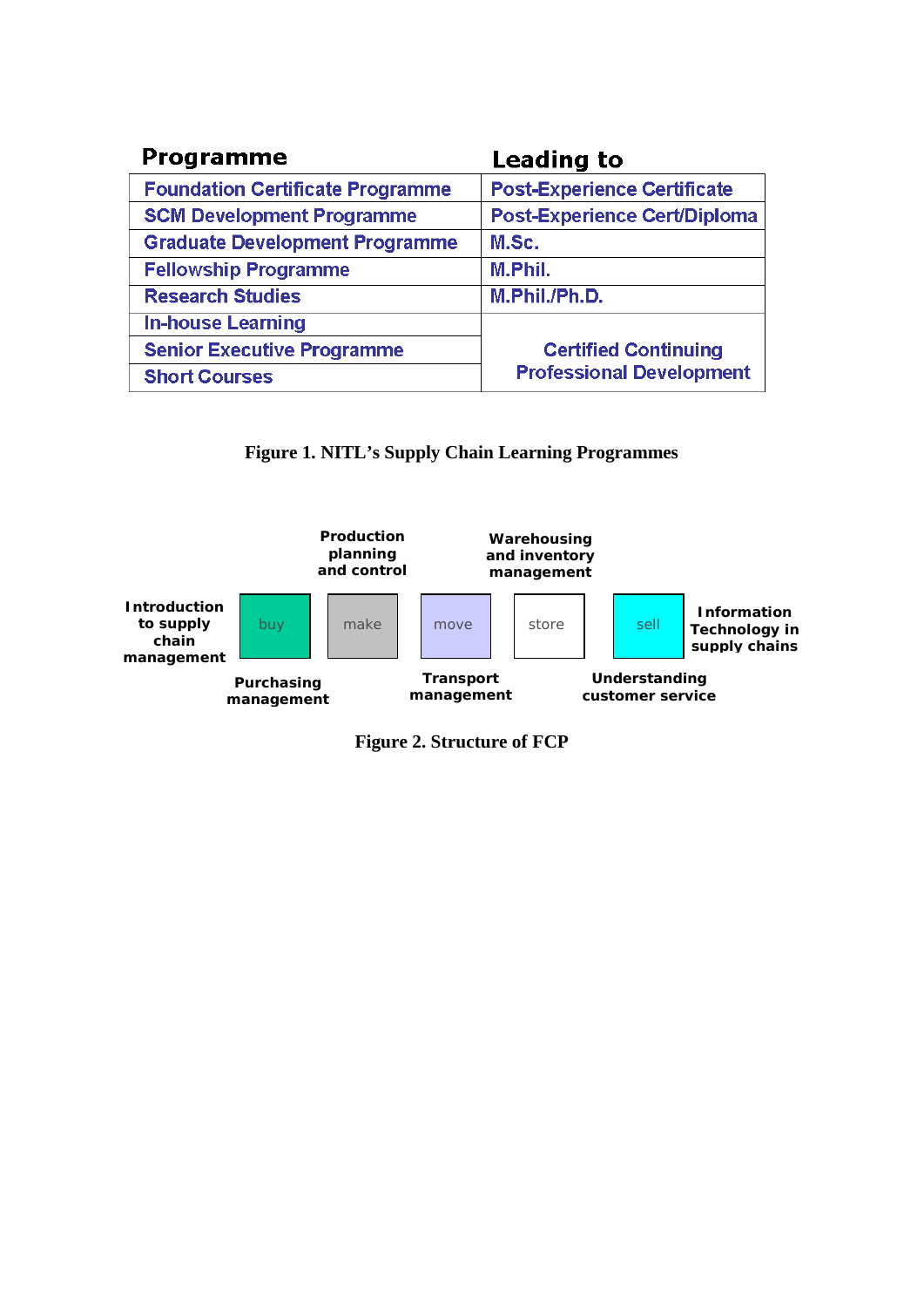| Programme | Leading to |
|---|---|
| Foundation Certificate Programme | Post-Experience Certificate |
| SCM Development Programme | Post-Experience Cert/Diploma |
| Graduate Development Programme | M.Sc. |
| Fellowship Programme | M.Phil. |
| Research Studies | M.Phil./Ph.D. |
| In-house Learning | Certified Continuing Professional Development |
| Senior Executive Programme | |
| Short Courses | |

**Figure 1. NITL's Supply Chain Learning Programmes**

Production planning and control

Warehousing and inventory management

Introduction to supply chain management

buy

make

move

store

sell

Information Technology in supply chains

Purchasing management

Transport management

Understanding customer service

**Figure 2. Structure of FCP**